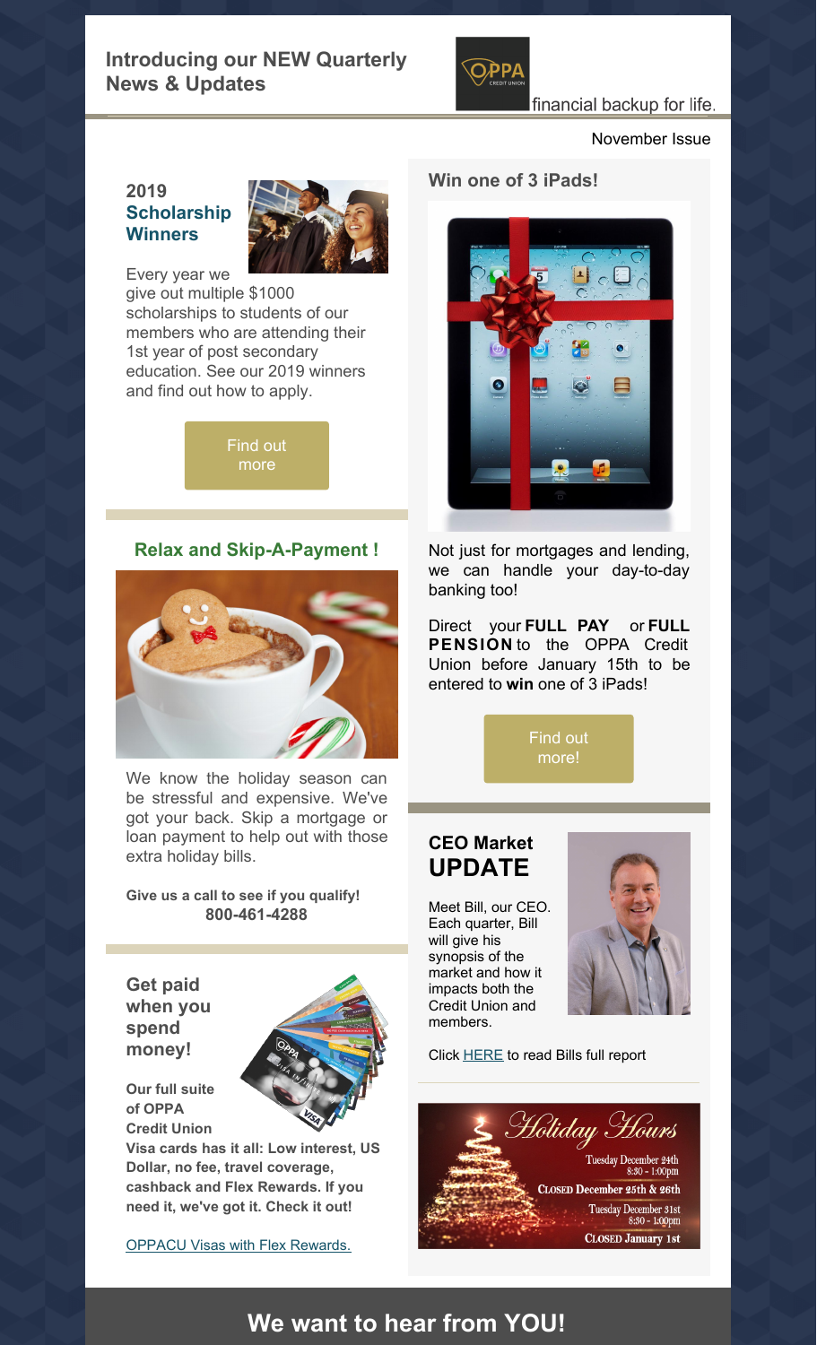## Introducing our NEW Quarterly News & Updates

OPPA CREDIT UNION financial backup for life.

November Issue

### 2019 Scholarship Winners

Every year we give out multiple $1000 scholarships to students of our members who are attending their 1st year of post secondary education. See our 2019 winners and find out how to apply.

Find out more

### Relax and Skip-A-Payment !

We know the holiday season can be stressful and expensive. We've got your back. Skip a mortgage or loan payment to help out with those extra holiday bills.

**Give us a call to see if you qualify! 800-461-4288**

### Get paid when you spend money!

**Our full suite of OPPA Credit Union Visa cards has it all: Low interest, US Dollar, no fee, travel coverage, cashback and Flex Rewards. If you need it, we've got it. Check it out!**

OPPACU Visas with Flex Rewards.

### Win one of 3 iPads!

Not just for mortgages and lending, we can handle your day-to-day banking too!

Direct your **FULL PAY** or **FULL PENSION** to the OPPA Credit Union before January 15th to be entered to **win** one of 3 iPads!

Find out more!

### CEO Market UPDATE

Meet Bill, our CEO. Each quarter, Bill will give his synopsis of the market and how it impacts both the Credit Union and members.

Click HERE to read Bills full report

### Holiday Hours

Tuesday December 24th
8:30 - 1:00pm

CLOSED December 25th & 26th

Tuesday December 31st
8:30 - 1:00pm

CLOSED January 1st

## We want to hear from YOU!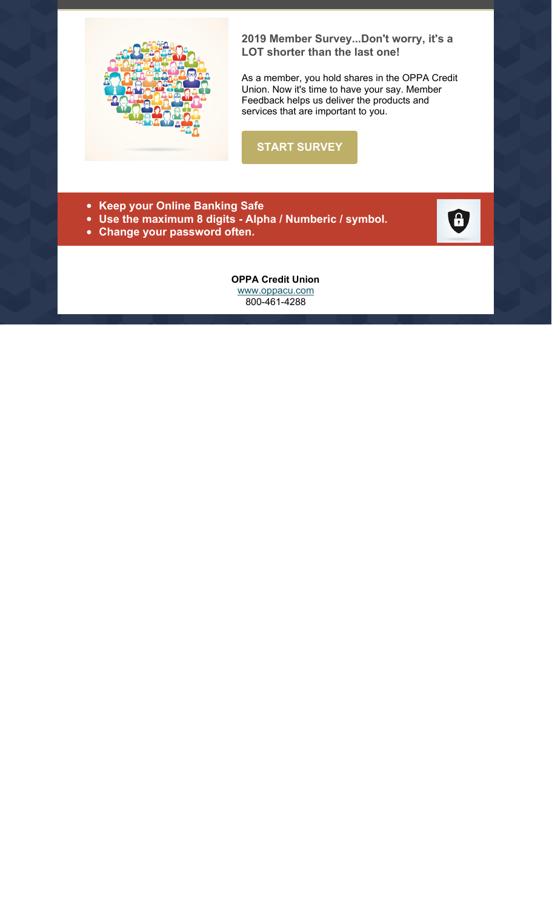### 2019 Member Survey...Don't worry, it's a LOT shorter than the last one!

As a member, you hold shares in the OPPA Credit Union. Now it's time to have your say. Member Feedback helps us deliver the products and services that are important to you.

START SURVEY

- **Keep your Online Banking Safe**
- **Use the maximum 8 digits - Alpha / Numberic / symbol.**
- **Change your password often.**

**OPPA Credit Union**
www.oppacu.com
800-461-4288